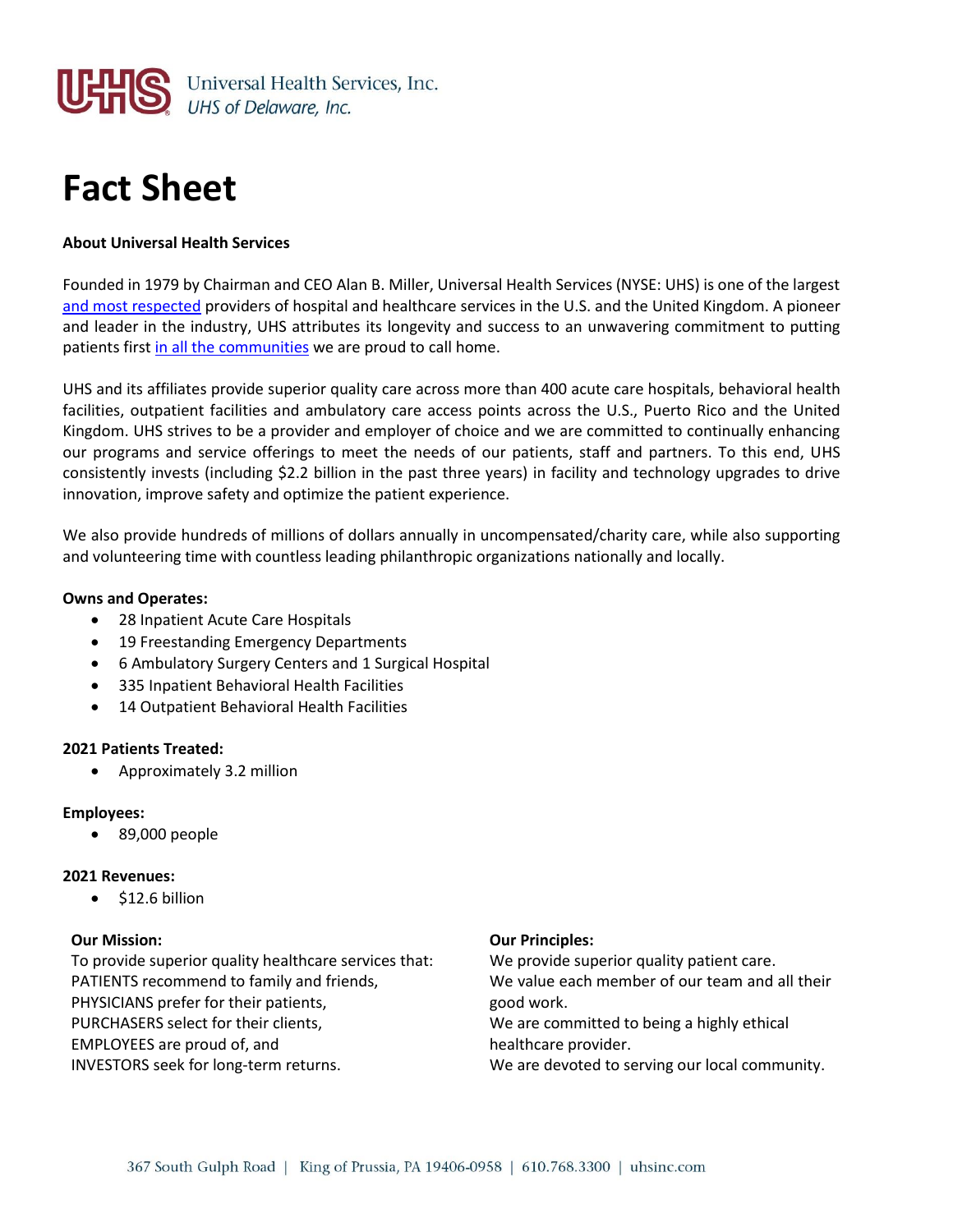Universal Health Services, Inc.
*UHS of Delaware, Inc.*

# Fact Sheet

**About Universal Health Services**

Founded in 1979 by Chairman and CEO Alan B. Miller, Universal Health Services (NYSE: UHS) is one of the largest and most respected providers of hospital and healthcare services in the U.S. and the United Kingdom. A pioneer and leader in the industry, UHS attributes its longevity and success to an unwavering commitment to putting patients first in all the communities we are proud to call home.

UHS and its affiliates provide superior quality care across more than 400 acute care hospitals, behavioral health facilities, outpatient facilities and ambulatory care access points across the U.S., Puerto Rico and the United Kingdom. UHS strives to be a provider and employer of choice and we are committed to continually enhancing our programs and service offerings to meet the needs of our patients, staff and partners. To this end, UHS consistently invests (including $2.2 billion in the past three years) in facility and technology upgrades to drive innovation, improve safety and optimize the patient experience.

We also provide hundreds of millions of dollars annually in uncompensated/charity care, while also supporting and volunteering time with countless leading philanthropic organizations nationally and locally.

**Owns and Operates:**

- 28 Inpatient Acute Care Hospitals
- 19 Freestanding Emergency Departments
- 6 Ambulatory Surgery Centers and 1 Surgical Hospital
- 335 Inpatient Behavioral Health Facilities
- 14 Outpatient Behavioral Health Facilities

**2021 Patients Treated:**

- Approximately 3.2 million

**Employees:**

- 89,000 people

**2021 Revenues:**

- $12.6 billion

**Our Mission:**
To provide superior quality healthcare services that:
PATIENTS recommend to family and friends,
PHYSICIANS prefer for their patients,
PURCHASERS select for their clients,
EMPLOYEES are proud of, and
INVESTORS seek for long-term returns.

**Our Principles:**
We provide superior quality patient care.
We value each member of our team and all their good work.
We are committed to being a highly ethical healthcare provider.
We are devoted to serving our local community.

367 South Gulph Road | King of Prussia, PA 19406-0958 | 610.768.3300 | uhsinc.com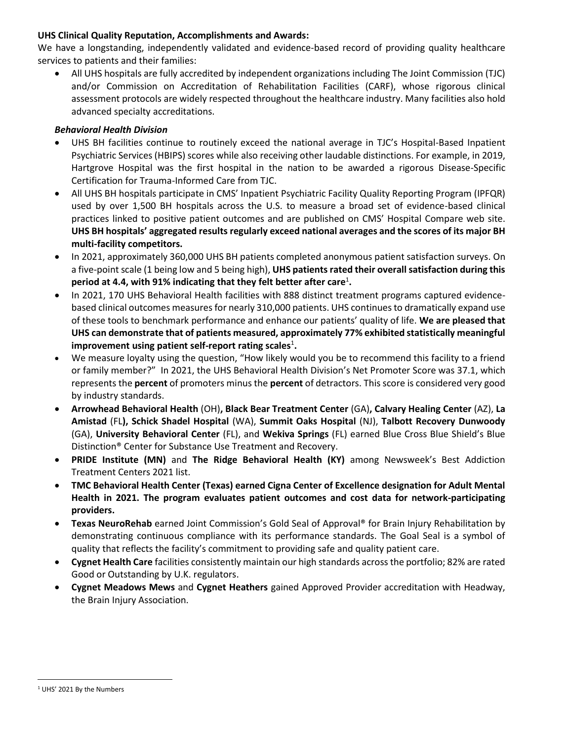**UHS Clinical Quality Reputation, Accomplishments and Awards:**

We have a longstanding, independently validated and evidence-based record of providing quality healthcare services to patients and their families:

- All UHS hospitals are fully accredited by independent organizations including The Joint Commission (TJC) and/or Commission on Accreditation of Rehabilitation Facilities (CARF), whose rigorous clinical assessment protocols are widely respected throughout the healthcare industry. Many facilities also hold advanced specialty accreditations.

***Behavioral Health Division***

- UHS BH facilities continue to routinely exceed the national average in TJC's Hospital-Based Inpatient Psychiatric Services (HBIPS) scores while also receiving other laudable distinctions. For example, in 2019, Hartgrove Hospital was the first hospital in the nation to be awarded a rigorous Disease-Specific Certification for Trauma-Informed Care from TJC.
- All UHS BH hospitals participate in CMS' Inpatient Psychiatric Facility Quality Reporting Program (IPFQR) used by over 1,500 BH hospitals across the U.S. to measure a broad set of evidence-based clinical practices linked to positive patient outcomes and are published on CMS' Hospital Compare web site. **UHS BH hospitals' aggregated results regularly exceed national averages and the scores of its major BH multi-facility competitors.**
- In 2021, approximately 360,000 UHS BH patients completed anonymous patient satisfaction surveys. On a five-point scale (1 being low and 5 being high), **UHS patients rated their overall satisfaction during this period at 4.4, with 91% indicating that they felt better after care[1].**
- In 2021, 170 UHS Behavioral Health facilities with 888 distinct treatment programs captured evidence-based clinical outcomes measures for nearly 310,000 patients. UHS continues to dramatically expand use of these tools to benchmark performance and enhance our patients' quality of life. **We are pleased that UHS can demonstrate that of patients measured, approximately 77% exhibited statistically meaningful improvement using patient self-report rating scales[1].**
- We measure loyalty using the question, "How likely would you be to recommend this facility to a friend or family member?" In 2021, the UHS Behavioral Health Division's Net Promoter Score was 37.1, which represents the **percent** of promoters minus the **percent** of detractors. This score is considered very good by industry standards.
- **Arrowhead Behavioral Health** (OH)**, Black Bear Treatment Center** (GA)**, Calvary Healing Center** (AZ), **La Amistad** (FL**), Schick Shadel Hospital** (WA), **Summit Oaks Hospital** (NJ), **Talbott Recovery Dunwoody** (GA), **University Behavioral Center** (FL), and **Wekiva Springs** (FL) earned Blue Cross Blue Shield's Blue Distinction® Center for Substance Use Treatment and Recovery.
- **PRIDE Institute (MN)** and **The Ridge Behavioral Health (KY)** among Newsweek's Best Addiction Treatment Centers 2021 list.
- **TMC Behavioral Health Center (Texas) earned Cigna Center of Excellence designation for Adult Mental Health in 2021. The program evaluates patient outcomes and cost data for network-participating providers.**
- **Texas NeuroRehab** earned Joint Commission's Gold Seal of Approval® for Brain Injury Rehabilitation by demonstrating continuous compliance with its performance standards. The Goal Seal is a symbol of quality that reflects the facility's commitment to providing safe and quality patient care.
- **Cygnet Health Care** facilities consistently maintain our high standards across the portfolio; 82% are rated Good or Outstanding by U.K. regulators.
- **Cygnet Meadows Mews** and **Cygnet Heathers** gained Approved Provider accreditation with Headway, the Brain Injury Association.

[1] UHS' 2021 By the Numbers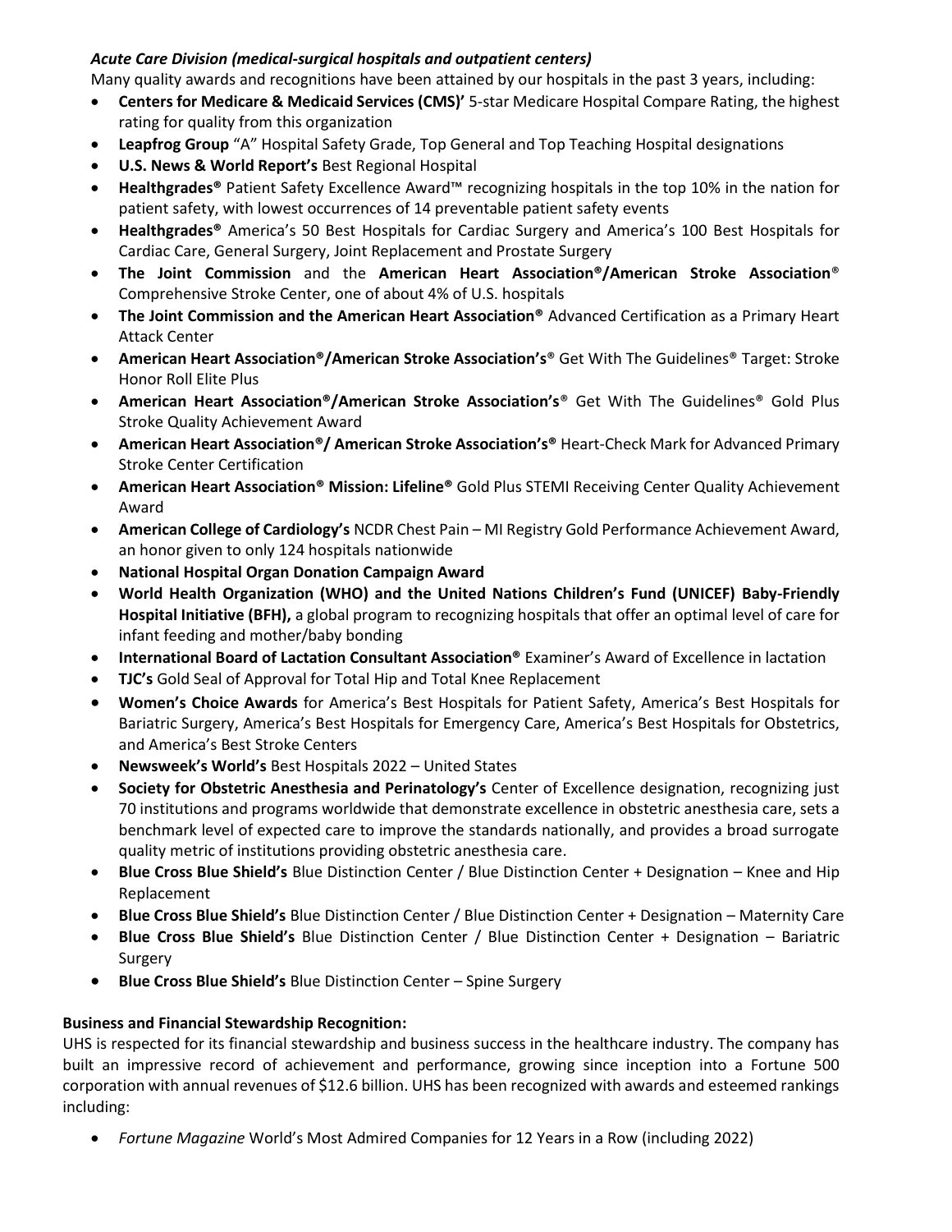***Acute Care Division (medical-surgical hospitals and outpatient centers)***

Many quality awards and recognitions have been attained by our hospitals in the past 3 years, including:

- **Centers for Medicare & Medicaid Services (CMS)'** 5-star Medicare Hospital Compare Rating, the highest rating for quality from this organization
- **Leapfrog Group** "A" Hospital Safety Grade, Top General and Top Teaching Hospital designations
- **U.S. News & World Report's** Best Regional Hospital
- **Healthgrades®** Patient Safety Excellence Award™ recognizing hospitals in the top 10% in the nation for patient safety, with lowest occurrences of 14 preventable patient safety events
- **Healthgrades®** America's 50 Best Hospitals for Cardiac Surgery and America's 100 Best Hospitals for Cardiac Care, General Surgery, Joint Replacement and Prostate Surgery
- **The Joint Commission** and the **American Heart Association®/American Stroke Association®** Comprehensive Stroke Center, one of about 4% of U.S. hospitals
- **The Joint Commission and the American Heart Association®** Advanced Certification as a Primary Heart Attack Center
- **American Heart Association®/American Stroke Association's®** Get With The Guidelines® Target: Stroke Honor Roll Elite Plus
- **American Heart Association®/American Stroke Association's®** Get With The Guidelines® Gold Plus Stroke Quality Achievement Award
- **American Heart Association®/ American Stroke Association's®** Heart-Check Mark for Advanced Primary Stroke Center Certification
- **American Heart Association® Mission: Lifeline®** Gold Plus STEMI Receiving Center Quality Achievement Award
- **American College of Cardiology's** NCDR Chest Pain – MI Registry Gold Performance Achievement Award, an honor given to only 124 hospitals nationwide
- **National Hospital Organ Donation Campaign Award**
- **World Health Organization (WHO) and the United Nations Children's Fund (UNICEF) Baby-Friendly Hospital Initiative (BFH),** a global program to recognizing hospitals that offer an optimal level of care for infant feeding and mother/baby bonding
- **International Board of Lactation Consultant Association®** Examiner's Award of Excellence in lactation
- **TJC's** Gold Seal of Approval for Total Hip and Total Knee Replacement
- **Women's Choice Awards** for America's Best Hospitals for Patient Safety, America's Best Hospitals for Bariatric Surgery, America's Best Hospitals for Emergency Care, America's Best Hospitals for Obstetrics, and America's Best Stroke Centers
- **Newsweek's World's** Best Hospitals 2022 – United States
- **Society for Obstetric Anesthesia and Perinatology's** Center of Excellence designation, recognizing just 70 institutions and programs worldwide that demonstrate excellence in obstetric anesthesia care, sets a benchmark level of expected care to improve the standards nationally, and provides a broad surrogate quality metric of institutions providing obstetric anesthesia care.
- **Blue Cross Blue Shield's** Blue Distinction Center / Blue Distinction Center + Designation – Knee and Hip Replacement
- **Blue Cross Blue Shield's** Blue Distinction Center / Blue Distinction Center + Designation – Maternity Care
- **Blue Cross Blue Shield's** Blue Distinction Center / Blue Distinction Center + Designation – Bariatric Surgery
- **Blue Cross Blue Shield's** Blue Distinction Center – Spine Surgery

**Business and Financial Stewardship Recognition:**

UHS is respected for its financial stewardship and business success in the healthcare industry. The company has built an impressive record of achievement and performance, growing since inception into a Fortune 500 corporation with annual revenues of $12.6 billion. UHS has been recognized with awards and esteemed rankings including:

- *Fortune Magazine* World's Most Admired Companies for 12 Years in a Row (including 2022)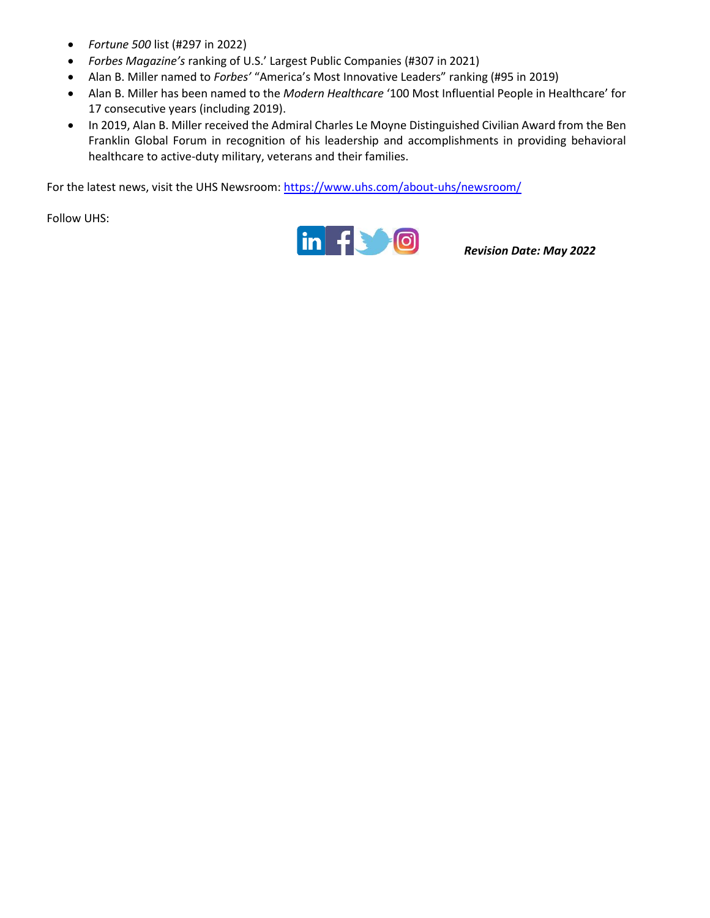- *Fortune 500* list (#297 in 2022)
- *Forbes Magazine's* ranking of U.S.' Largest Public Companies (#307 in 2021)
- Alan B. Miller named to *Forbes'* "America's Most Innovative Leaders" ranking (#95 in 2019)
- Alan B. Miller has been named to the *Modern Healthcare* '100 Most Influential People in Healthcare' for 17 consecutive years (including 2019).
- In 2019, Alan B. Miller received the Admiral Charles Le Moyne Distinguished Civilian Award from the Ben Franklin Global Forum in recognition of his leadership and accomplishments in providing behavioral healthcare to active-duty military, veterans and their families.

For the latest news, visit the UHS Newsroom: https://www.uhs.com/about-uhs/newsroom/

Follow UHS:

***Revision Date: May 2022***